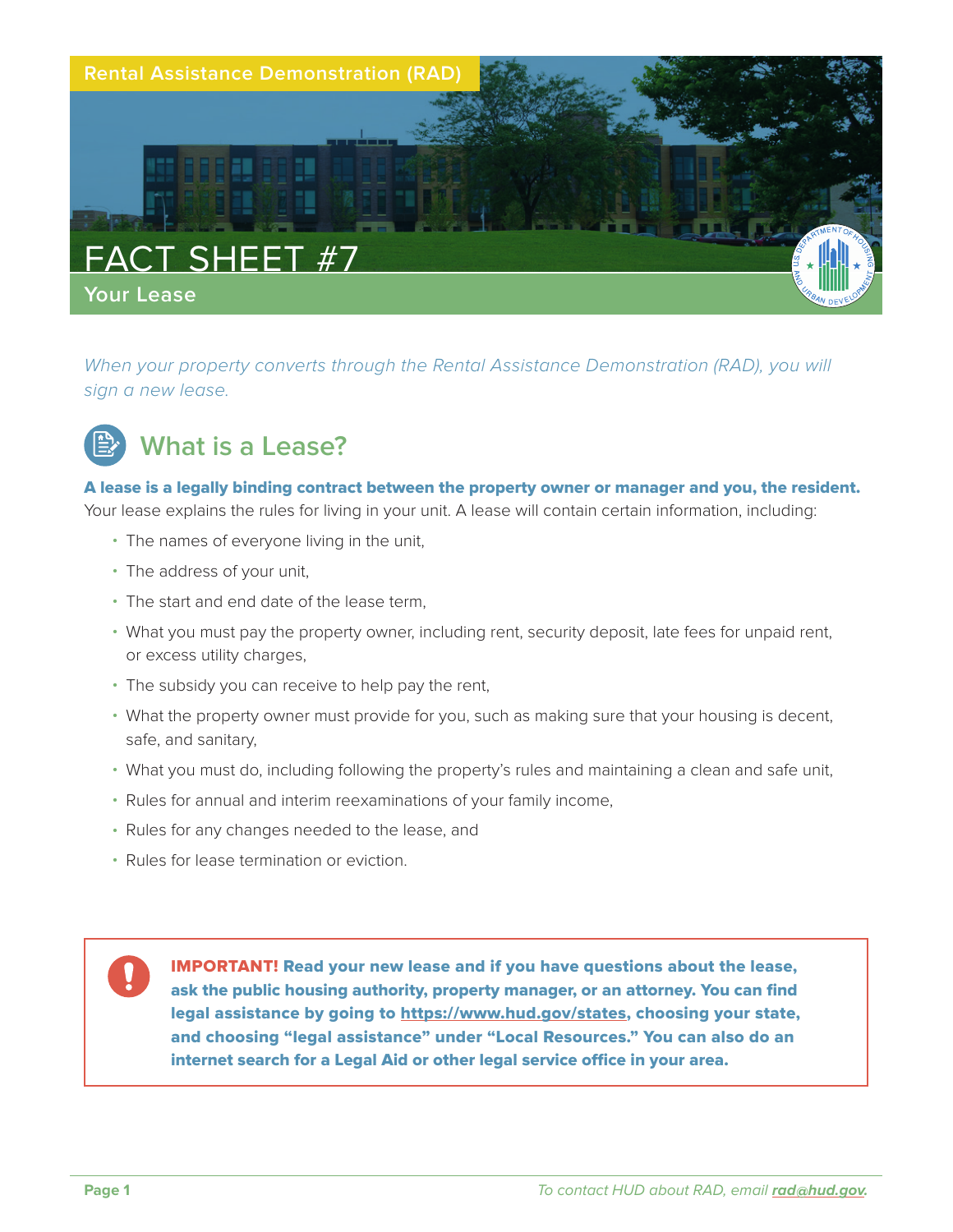Rental Assistance Demonstration (RAD)

# FACT SHEET #7

## Your Lease

*When your property converts through the Rental Assistance Demonstration (RAD), you will sign a new lease.*

## What is a Lease?

**A lease is a legally binding contract between the property owner or manager and you, the resident.** Your lease explains the rules for living in your unit. A lease will contain certain information, including:

- The names of everyone living in the unit,
- The address of your unit,
- The start and end date of the lease term,
- What you must pay the property owner, including rent, security deposit, late fees for unpaid rent, or excess utility charges,
- The subsidy you can receive to help pay the rent,
- What the property owner must provide for you, such as making sure that your housing is decent, safe, and sanitary,
- What you must do, including following the property's rules and maintaining a clean and safe unit,
- Rules for annual and interim reexaminations of your family income,
- Rules for any changes needed to the lease, and
- Rules for lease termination or eviction.

**IMPORTANT! Read your new lease and if you have questions about the lease, ask the public housing authority, property manager, or an attorney. You can find legal assistance by going to https://www.hud.gov/states, choosing your state, and choosing "legal assistance" under "Local Resources." You can also do an internet search for a Legal Aid or other legal service office in your area.**

*To contact HUD about RAD, email rad@hud.gov.*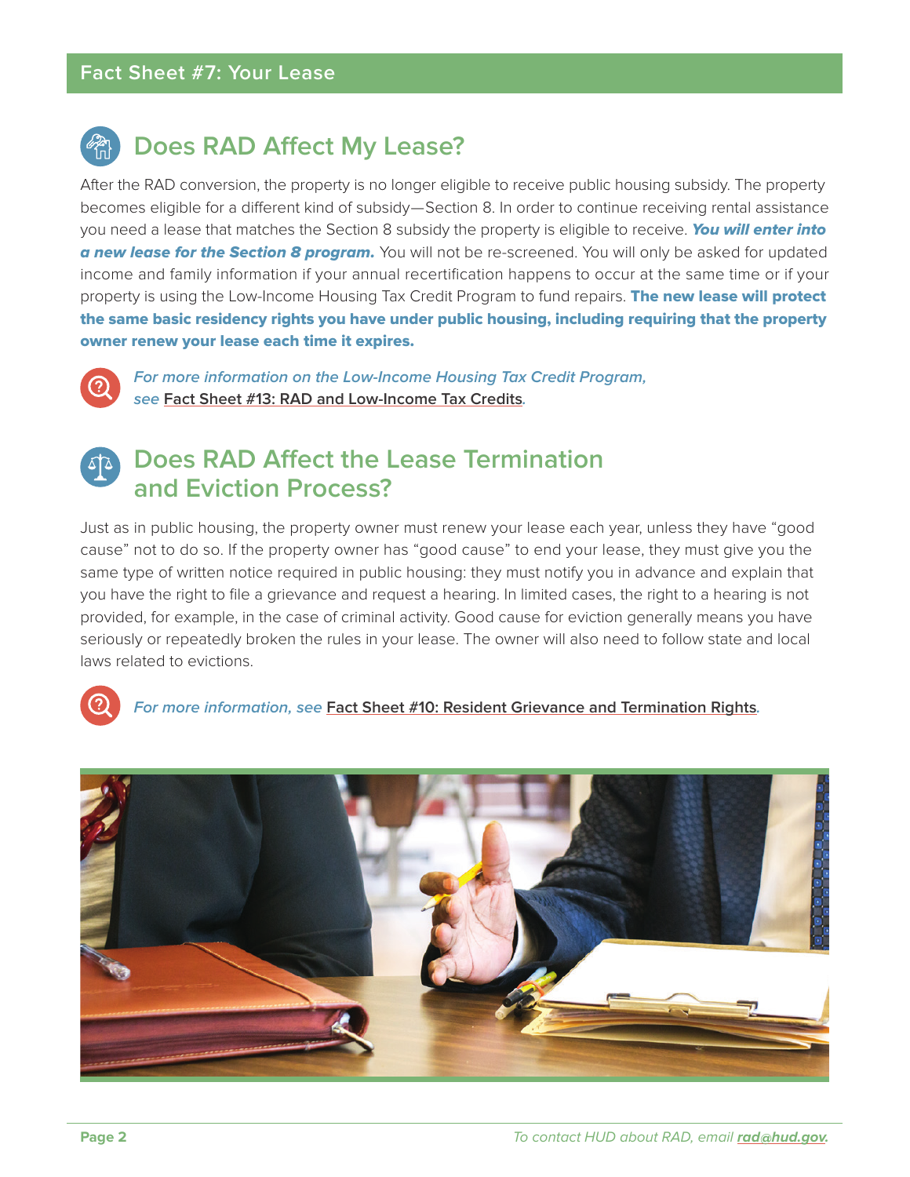Fact Sheet #7: Your Lease

## Does RAD Affect My Lease?

After the RAD conversion, the property is no longer eligible to receive public housing subsidy. The property becomes eligible for a different kind of subsidy—Section 8. In order to continue receiving rental assistance you need a lease that matches the Section 8 subsidy the property is eligible to receive. ***You will enter into a new lease for the Section 8 program.*** You will not be re-screened. You will only be asked for updated income and family information if your annual recertification happens to occur at the same time or if your property is using the Low-Income Housing Tax Credit Program to fund repairs. **The new lease will protect the same basic residency rights you have under public housing, including requiring that the property owner renew your lease each time it expires.**

*For more information on the Low-Income Housing Tax Credit Program, see* Fact Sheet #13: RAD and Low-Income Tax Credits.

## Does RAD Affect the Lease Termination and Eviction Process?

Just as in public housing, the property owner must renew your lease each year, unless they have "good cause" not to do so. If the property owner has "good cause" to end your lease, they must give you the same type of written notice required in public housing: they must notify you in advance and explain that you have the right to file a grievance and request a hearing. In limited cases, the right to a hearing is not provided, for example, in the case of criminal activity. Good cause for eviction generally means you have seriously or repeatedly broken the rules in your lease. The owner will also need to follow state and local laws related to evictions.

*For more information, see* Fact Sheet #10: Resident Grievance and Termination Rights.

*To contact HUD about RAD, email* ***rad@hud.gov***.